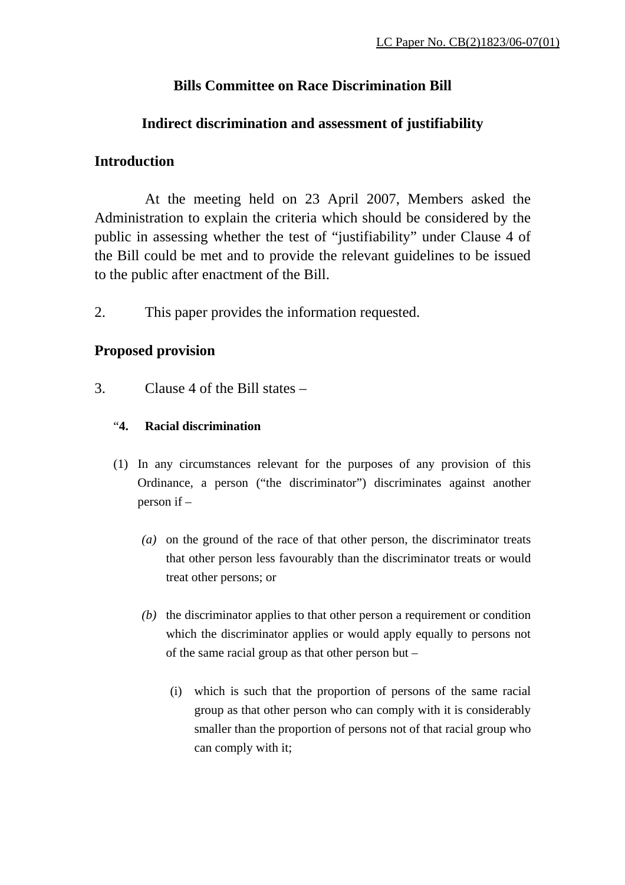LC Paper No. CB(2)1823/06-07(01)

# Bills Committee on Race Discrimination Bill

## Indirect discrimination and assessment of justifiability

## Introduction

At the meeting held on 23 April 2007, Members asked the Administration to explain the criteria which should be considered by the public in assessing whether the test of "justifiability" under Clause 4 of the Bill could be met and to provide the relevant guidelines to be issued to the public after enactment of the Bill.

2. This paper provides the information requested.

## Proposed provision

3. Clause 4 of the Bill states –

"**4. Racial discrimination**

(1) In any circumstances relevant for the purposes of any provision of this Ordinance, a person ("the discriminator") discriminates against another person if –

*(a)* on the ground of the race of that other person, the discriminator treats that other person less favourably than the discriminator treats or would treat other persons; or

*(b)* the discriminator applies to that other person a requirement or condition which the discriminator applies or would apply equally to persons not of the same racial group as that other person but –

(i) which is such that the proportion of persons of the same racial group as that other person who can comply with it is considerably smaller than the proportion of persons not of that racial group who can comply with it;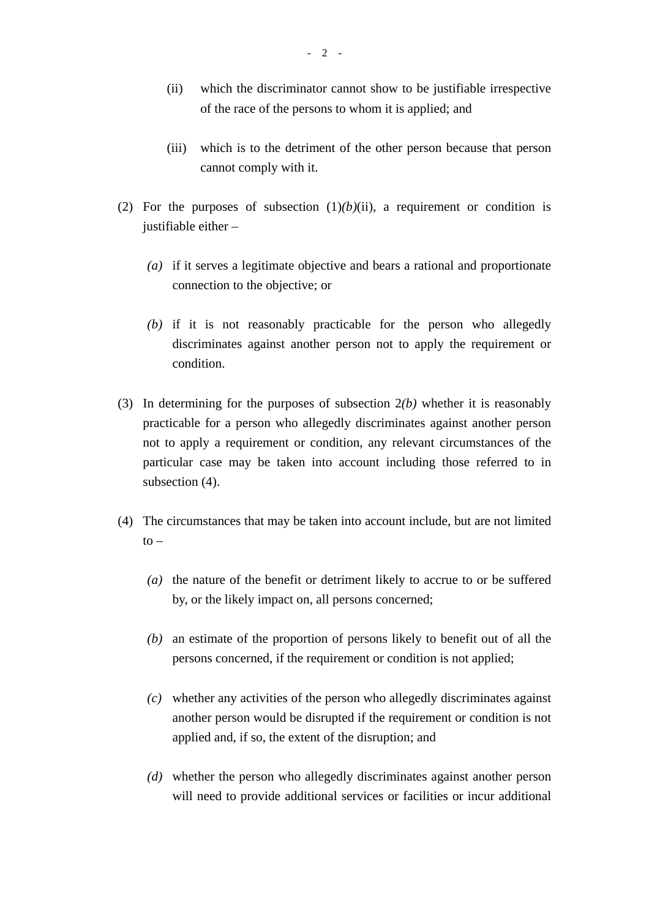(ii) which the discriminator cannot show to be justifiable irrespective of the race of the persons to whom it is applied; and

(iii) which is to the detriment of the other person because that person cannot comply with it.

(2) For the purposes of subsection (1)*(b)*(ii), a requirement or condition is justifiable either –

*(a)* if it serves a legitimate objective and bears a rational and proportionate connection to the objective; or

*(b)* if it is not reasonably practicable for the person who allegedly discriminates against another person not to apply the requirement or condition.

(3) In determining for the purposes of subsection 2*(b)* whether it is reasonably practicable for a person who allegedly discriminates against another person not to apply a requirement or condition, any relevant circumstances of the particular case may be taken into account including those referred to in subsection (4).

(4) The circumstances that may be taken into account include, but are not limited to –

*(a)* the nature of the benefit or detriment likely to accrue to or be suffered by, or the likely impact on, all persons concerned;

*(b)* an estimate of the proportion of persons likely to benefit out of all the persons concerned, if the requirement or condition is not applied;

*(c)* whether any activities of the person who allegedly discriminates against another person would be disrupted if the requirement or condition is not applied and, if so, the extent of the disruption; and

*(d)* whether the person who allegedly discriminates against another person will need to provide additional services or facilities or incur additional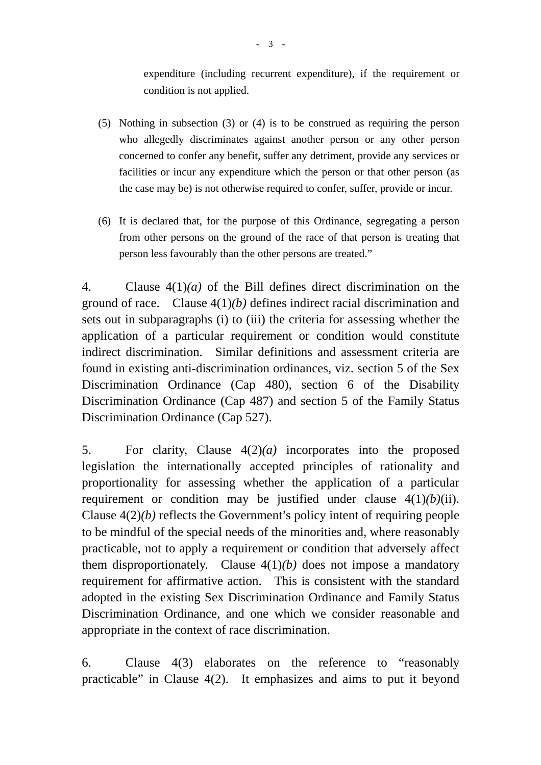> expenditure (including recurrent expenditure), if the requirement or condition is not applied.
>
> (5) Nothing in subsection (3) or (4) is to be construed as requiring the person who allegedly discriminates against another person or any other person concerned to confer any benefit, suffer any detriment, provide any services or facilities or incur any expenditure which the person or that other person (as the case may be) is not otherwise required to confer, suffer, provide or incur.
>
> (6) It is declared that, for the purpose of this Ordinance, segregating a person from other persons on the ground of the race of that person is treating that person less favourably than the other persons are treated."

4. Clause 4(1)*(a)* of the Bill defines direct discrimination on the ground of race. Clause 4(1)*(b)* defines indirect racial discrimination and sets out in subparagraphs (i) to (iii) the criteria for assessing whether the application of a particular requirement or condition would constitute indirect discrimination. Similar definitions and assessment criteria are found in existing anti-discrimination ordinances, viz. section 5 of the Sex Discrimination Ordinance (Cap 480), section 6 of the Disability Discrimination Ordinance (Cap 487) and section 5 of the Family Status Discrimination Ordinance (Cap 527).

5. For clarity, Clause 4(2)*(a)* incorporates into the proposed legislation the internationally accepted principles of rationality and proportionality for assessing whether the application of a particular requirement or condition may be justified under clause 4(1)*(b)*(ii). Clause 4(2)*(b)* reflects the Government's policy intent of requiring people to be mindful of the special needs of the minorities and, where reasonably practicable, not to apply a requirement or condition that adversely affect them disproportionately. Clause 4(1)*(b)* does not impose a mandatory requirement for affirmative action. This is consistent with the standard adopted in the existing Sex Discrimination Ordinance and Family Status Discrimination Ordinance, and one which we consider reasonable and appropriate in the context of race discrimination.

6. Clause 4(3) elaborates on the reference to "reasonably practicable" in Clause 4(2). It emphasizes and aims to put it beyond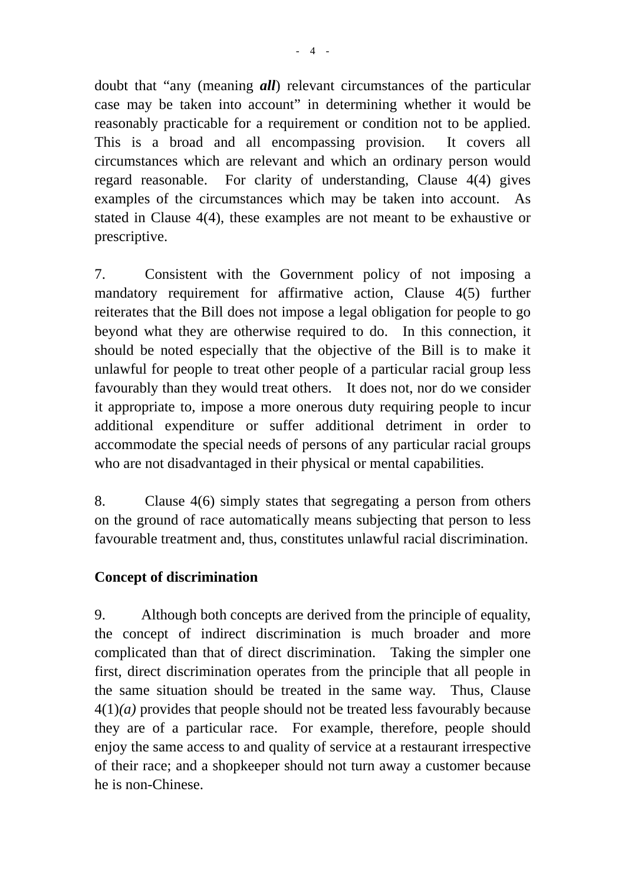doubt that "any (meaning ***all***) relevant circumstances of the particular case may be taken into account" in determining whether it would be reasonably practicable for a requirement or condition not to be applied. This is a broad and all encompassing provision. It covers all circumstances which are relevant and which an ordinary person would regard reasonable. For clarity of understanding, Clause 4(4) gives examples of the circumstances which may be taken into account. As stated in Clause 4(4), these examples are not meant to be exhaustive or prescriptive.

7. Consistent with the Government policy of not imposing a mandatory requirement for affirmative action, Clause 4(5) further reiterates that the Bill does not impose a legal obligation for people to go beyond what they are otherwise required to do. In this connection, it should be noted especially that the objective of the Bill is to make it unlawful for people to treat other people of a particular racial group less favourably than they would treat others. It does not, nor do we consider it appropriate to, impose a more onerous duty requiring people to incur additional expenditure or suffer additional detriment in order to accommodate the special needs of persons of any particular racial groups who are not disadvantaged in their physical or mental capabilities.

8. Clause 4(6) simply states that segregating a person from others on the ground of race automatically means subjecting that person to less favourable treatment and, thus, constitutes unlawful racial discrimination.

**Concept of discrimination**

9. Although both concepts are derived from the principle of equality, the concept of indirect discrimination is much broader and more complicated than that of direct discrimination. Taking the simpler one first, direct discrimination operates from the principle that all people in the same situation should be treated in the same way. Thus, Clause 4(1)*(a)* provides that people should not be treated less favourably because they are of a particular race. For example, therefore, people should enjoy the same access to and quality of service at a restaurant irrespective of their race; and a shopkeeper should not turn away a customer because he is non-Chinese.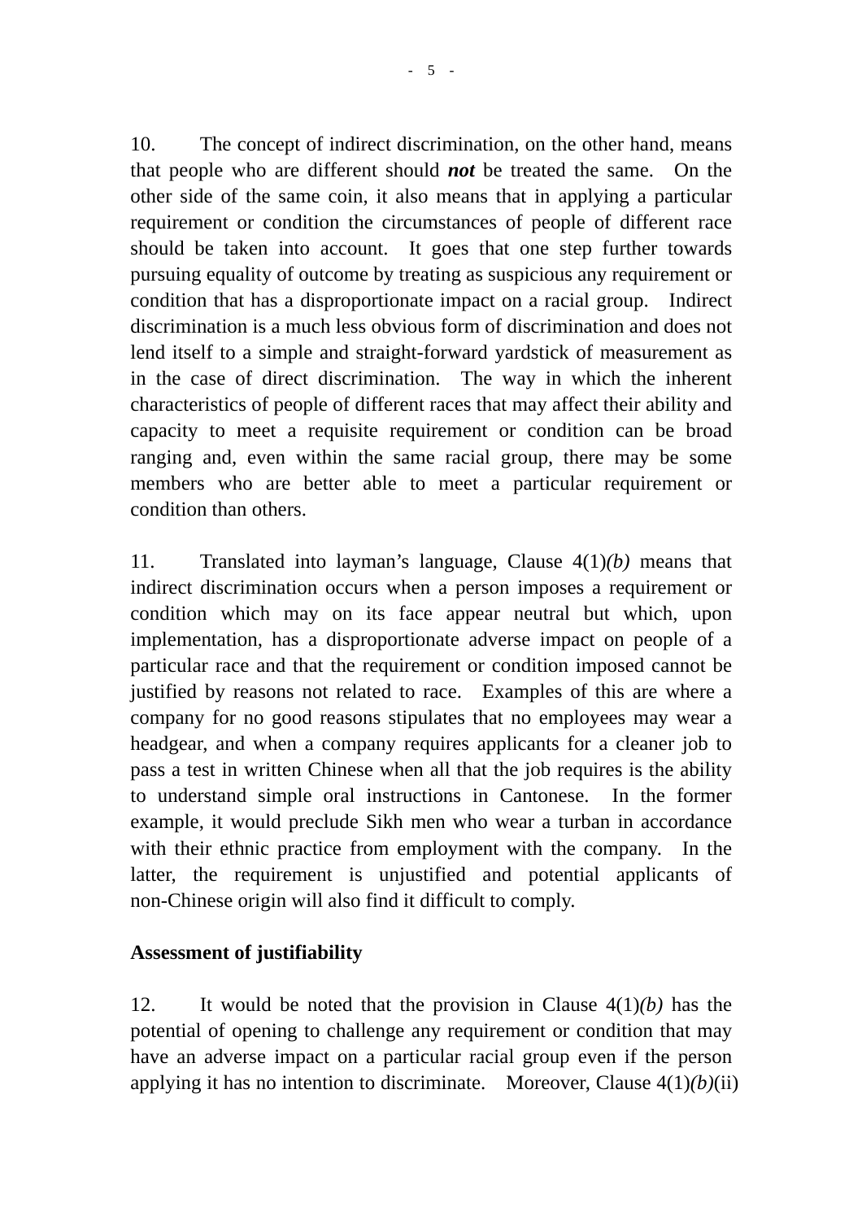10. The concept of indirect discrimination, on the other hand, means that people who are different should ***not*** be treated the same. On the other side of the same coin, it also means that in applying a particular requirement or condition the circumstances of people of different race should be taken into account. It goes that one step further towards pursuing equality of outcome by treating as suspicious any requirement or condition that has a disproportionate impact on a racial group. Indirect discrimination is a much less obvious form of discrimination and does not lend itself to a simple and straight-forward yardstick of measurement as in the case of direct discrimination. The way in which the inherent characteristics of people of different races that may affect their ability and capacity to meet a requisite requirement or condition can be broad ranging and, even within the same racial group, there may be some members who are better able to meet a particular requirement or condition than others.

11. Translated into layman's language, Clause 4(1)*(b)* means that indirect discrimination occurs when a person imposes a requirement or condition which may on its face appear neutral but which, upon implementation, has a disproportionate adverse impact on people of a particular race and that the requirement or condition imposed cannot be justified by reasons not related to race. Examples of this are where a company for no good reasons stipulates that no employees may wear a headgear, and when a company requires applicants for a cleaner job to pass a test in written Chinese when all that the job requires is the ability to understand simple oral instructions in Cantonese. In the former example, it would preclude Sikh men who wear a turban in accordance with their ethnic practice from employment with the company. In the latter, the requirement is unjustified and potential applicants of non-Chinese origin will also find it difficult to comply.

**Assessment of justifiability**

12. It would be noted that the provision in Clause 4(1)*(b)* has the potential of opening to challenge any requirement or condition that may have an adverse impact on a particular racial group even if the person applying it has no intention to discriminate. Moreover, Clause 4(1)*(b)*(ii)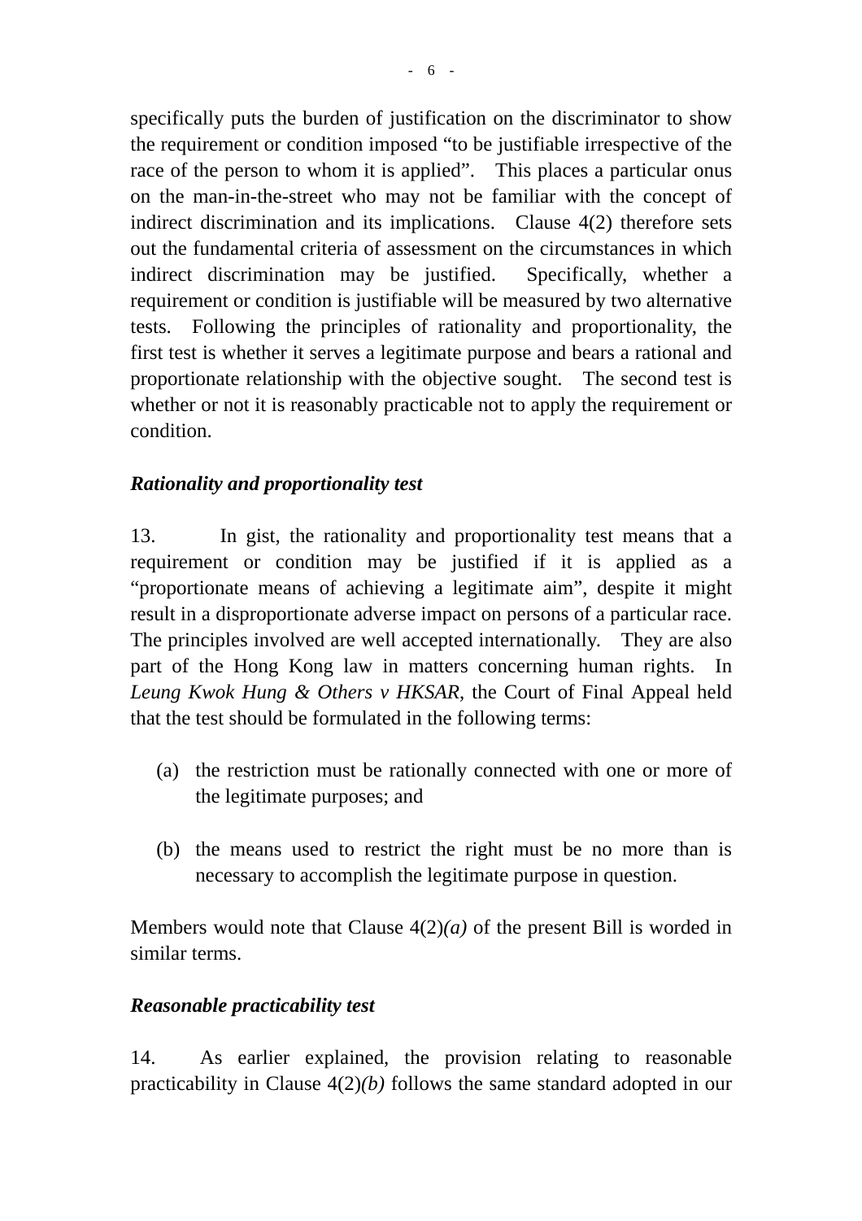specifically puts the burden of justification on the discriminator to show the requirement or condition imposed "to be justifiable irrespective of the race of the person to whom it is applied". This places a particular onus on the man-in-the-street who may not be familiar with the concept of indirect discrimination and its implications. Clause 4(2) therefore sets out the fundamental criteria of assessment on the circumstances in which indirect discrimination may be justified. Specifically, whether a requirement or condition is justifiable will be measured by two alternative tests. Following the principles of rationality and proportionality, the first test is whether it serves a legitimate purpose and bears a rational and proportionate relationship with the objective sought. The second test is whether or not it is reasonably practicable not to apply the requirement or condition.

***Rationality and proportionality test***

13. In gist, the rationality and proportionality test means that a requirement or condition may be justified if it is applied as a "proportionate means of achieving a legitimate aim", despite it might result in a disproportionate adverse impact on persons of a particular race. The principles involved are well accepted internationally. They are also part of the Hong Kong law in matters concerning human rights. In *Leung Kwok Hung & Others v HKSAR*, the Court of Final Appeal held that the test should be formulated in the following terms:

(a) the restriction must be rationally connected with one or more of the legitimate purposes; and

(b) the means used to restrict the right must be no more than is necessary to accomplish the legitimate purpose in question.

Members would note that Clause 4(2)*(a)* of the present Bill is worded in similar terms.

***Reasonable practicability test***

14. As earlier explained, the provision relating to reasonable practicability in Clause 4(2)*(b)* follows the same standard adopted in our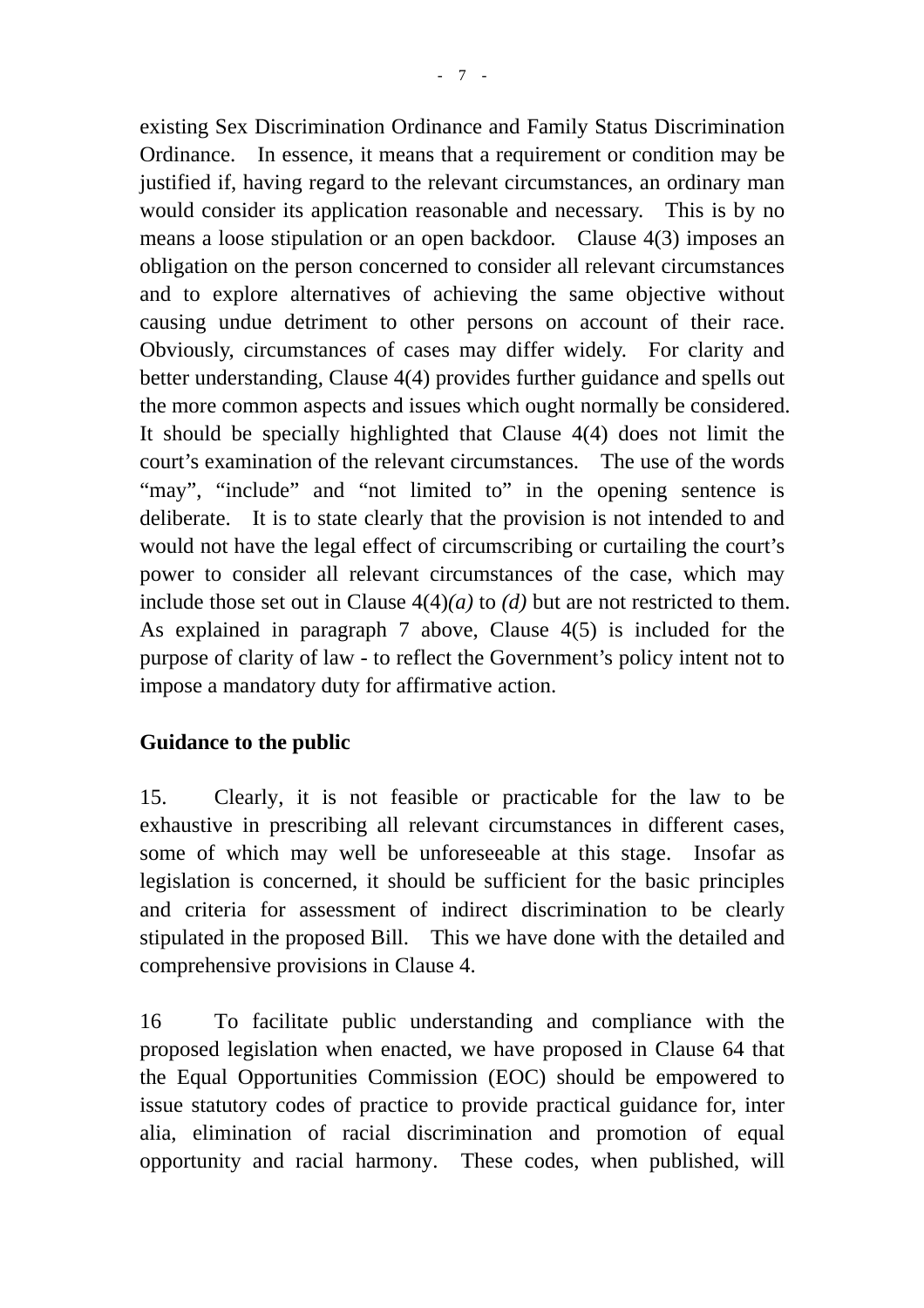existing Sex Discrimination Ordinance and Family Status Discrimination Ordinance. In essence, it means that a requirement or condition may be justified if, having regard to the relevant circumstances, an ordinary man would consider its application reasonable and necessary. This is by no means a loose stipulation or an open backdoor. Clause 4(3) imposes an obligation on the person concerned to consider all relevant circumstances and to explore alternatives of achieving the same objective without causing undue detriment to other persons on account of their race. Obviously, circumstances of cases may differ widely. For clarity and better understanding, Clause 4(4) provides further guidance and spells out the more common aspects and issues which ought normally be considered. It should be specially highlighted that Clause 4(4) does not limit the court's examination of the relevant circumstances. The use of the words "may", "include" and "not limited to" in the opening sentence is deliberate. It is to state clearly that the provision is not intended to and would not have the legal effect of circumscribing or curtailing the court's power to consider all relevant circumstances of the case, which may include those set out in Clause 4(4)*(a)* to *(d)* but are not restricted to them. As explained in paragraph 7 above, Clause 4(5) is included for the purpose of clarity of law - to reflect the Government's policy intent not to impose a mandatory duty for affirmative action.

**Guidance to the public**

15. Clearly, it is not feasible or practicable for the law to be exhaustive in prescribing all relevant circumstances in different cases, some of which may well be unforeseeable at this stage. Insofar as legislation is concerned, it should be sufficient for the basic principles and criteria for assessment of indirect discrimination to be clearly stipulated in the proposed Bill. This we have done with the detailed and comprehensive provisions in Clause 4.

16 To facilitate public understanding and compliance with the proposed legislation when enacted, we have proposed in Clause 64 that the Equal Opportunities Commission (EOC) should be empowered to issue statutory codes of practice to provide practical guidance for, inter alia, elimination of racial discrimination and promotion of equal opportunity and racial harmony. These codes, when published, will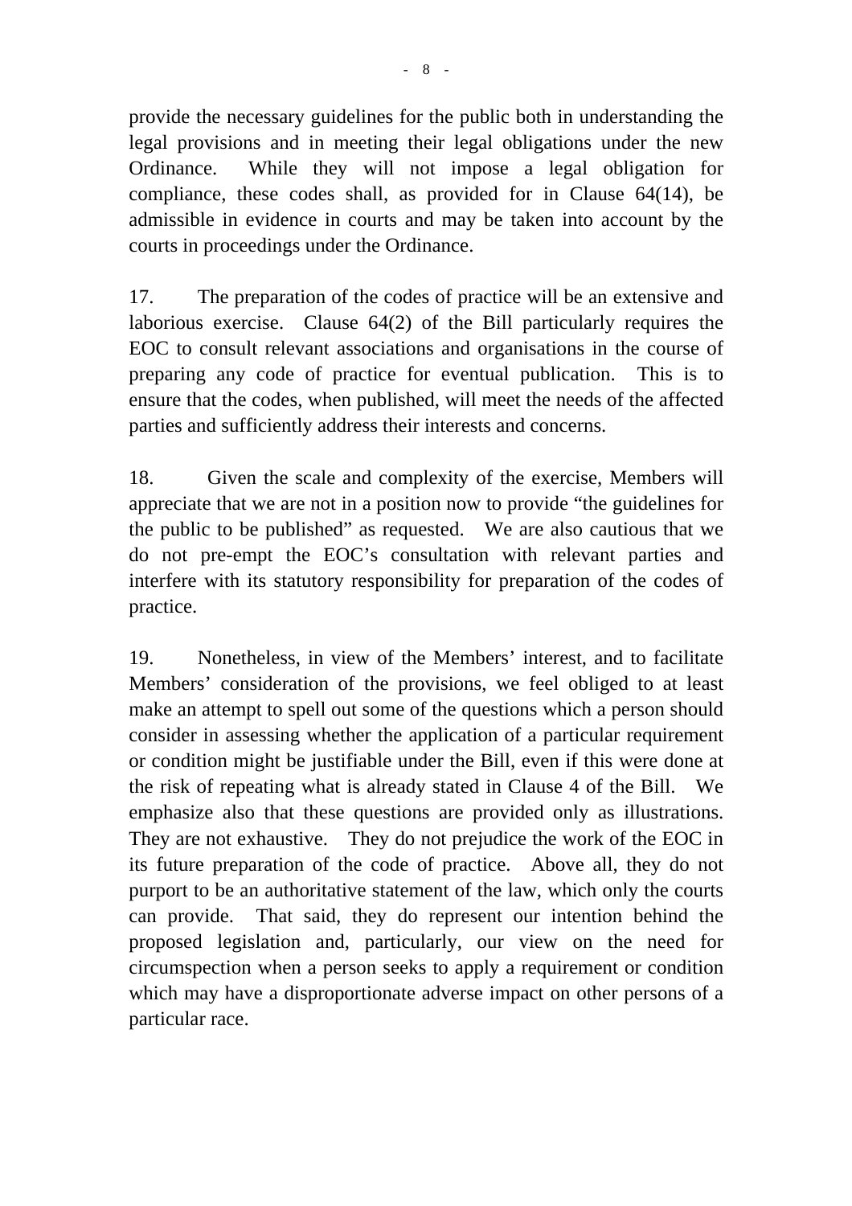provide the necessary guidelines for the public both in understanding the legal provisions and in meeting their legal obligations under the new Ordinance. While they will not impose a legal obligation for compliance, these codes shall, as provided for in Clause 64(14), be admissible in evidence in courts and may be taken into account by the courts in proceedings under the Ordinance.

17. The preparation of the codes of practice will be an extensive and laborious exercise. Clause 64(2) of the Bill particularly requires the EOC to consult relevant associations and organisations in the course of preparing any code of practice for eventual publication. This is to ensure that the codes, when published, will meet the needs of the affected parties and sufficiently address their interests and concerns.

18. Given the scale and complexity of the exercise, Members will appreciate that we are not in a position now to provide "the guidelines for the public to be published" as requested. We are also cautious that we do not pre-empt the EOC's consultation with relevant parties and interfere with its statutory responsibility for preparation of the codes of practice.

19. Nonetheless, in view of the Members' interest, and to facilitate Members' consideration of the provisions, we feel obliged to at least make an attempt to spell out some of the questions which a person should consider in assessing whether the application of a particular requirement or condition might be justifiable under the Bill, even if this were done at the risk of repeating what is already stated in Clause 4 of the Bill. We emphasize also that these questions are provided only as illustrations. They are not exhaustive. They do not prejudice the work of the EOC in its future preparation of the code of practice. Above all, they do not purport to be an authoritative statement of the law, which only the courts can provide. That said, they do represent our intention behind the proposed legislation and, particularly, our view on the need for circumspection when a person seeks to apply a requirement or condition which may have a disproportionate adverse impact on other persons of a particular race.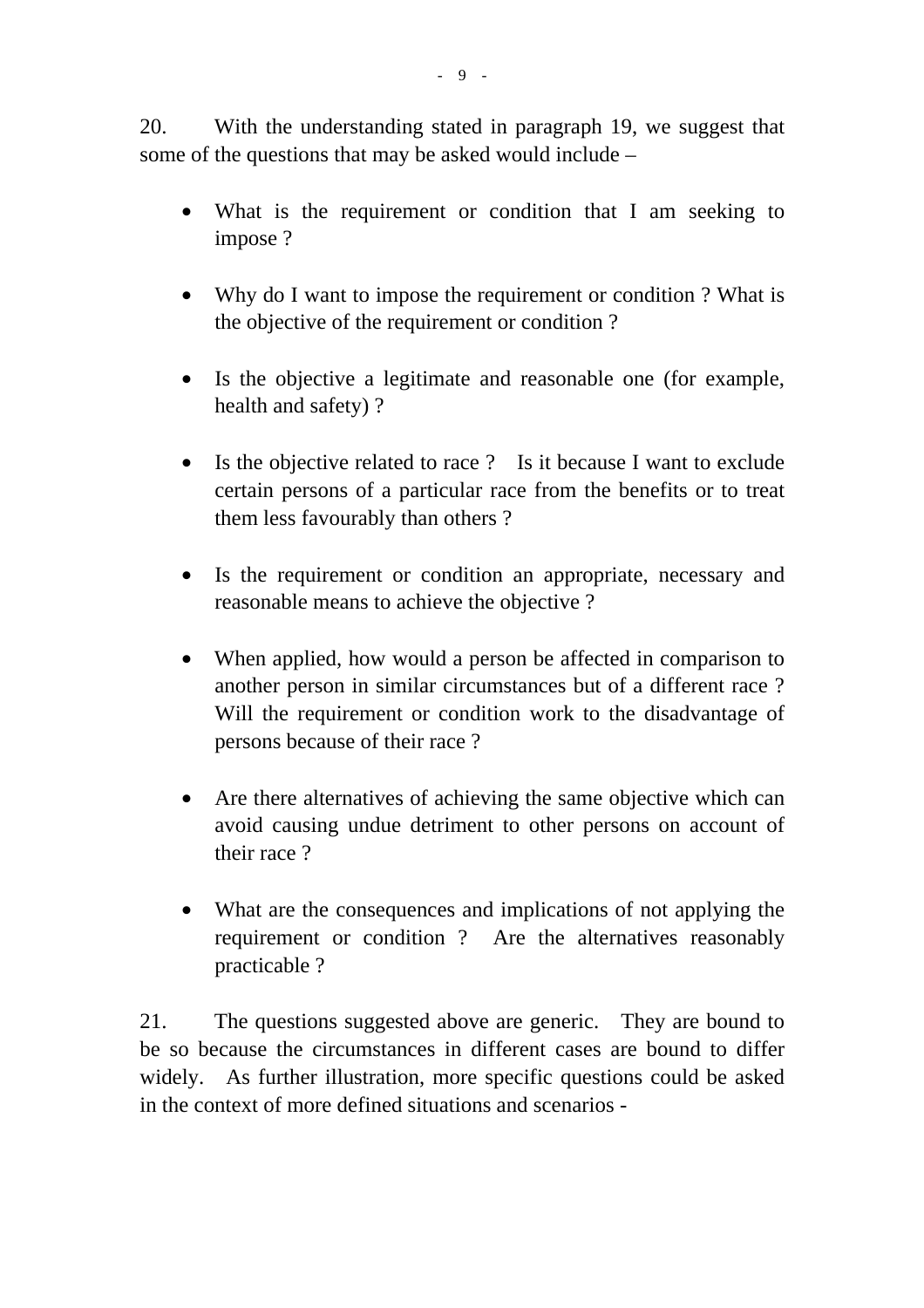20. With the understanding stated in paragraph 19, we suggest that some of the questions that may be asked would include –

- What is the requirement or condition that I am seeking to impose ?

- Why do I want to impose the requirement or condition ? What is the objective of the requirement or condition ?

- Is the objective a legitimate and reasonable one (for example, health and safety) ?

- Is the objective related to race ? Is it because I want to exclude certain persons of a particular race from the benefits or to treat them less favourably than others ?

- Is the requirement or condition an appropriate, necessary and reasonable means to achieve the objective ?

- When applied, how would a person be affected in comparison to another person in similar circumstances but of a different race ? Will the requirement or condition work to the disadvantage of persons because of their race ?

- Are there alternatives of achieving the same objective which can avoid causing undue detriment to other persons on account of their race ?

- What are the consequences and implications of not applying the requirement or condition ? Are the alternatives reasonably practicable ?

21. The questions suggested above are generic. They are bound to be so because the circumstances in different cases are bound to differ widely. As further illustration, more specific questions could be asked in the context of more defined situations and scenarios -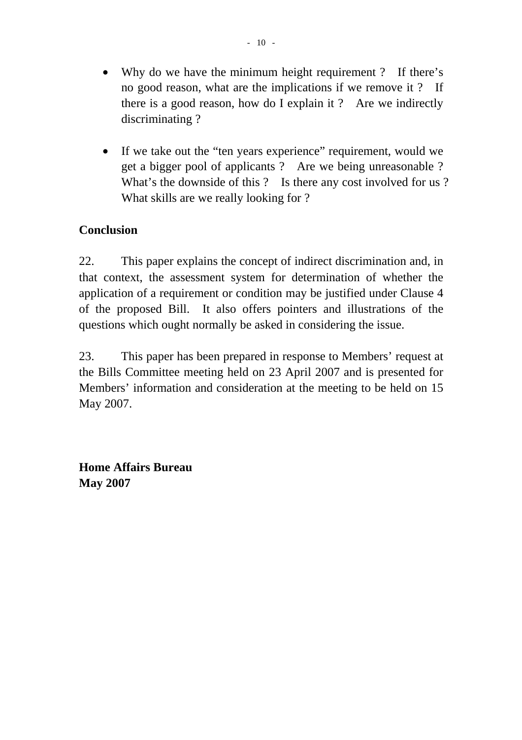- Why do we have the minimum height requirement ? If there's no good reason, what are the implications if we remove it ? If there is a good reason, how do I explain it ? Are we indirectly discriminating ?

- If we take out the "ten years experience" requirement, would we get a bigger pool of applicants ? Are we being unreasonable ? What's the downside of this ? Is there any cost involved for us ? What skills are we really looking for ?

**Conclusion**

22. This paper explains the concept of indirect discrimination and, in that context, the assessment system for determination of whether the application of a requirement or condition may be justified under Clause 4 of the proposed Bill. It also offers pointers and illustrations of the questions which ought normally be asked in considering the issue.

23. This paper has been prepared in response to Members' request at the Bills Committee meeting held on 23 April 2007 and is presented for Members' information and consideration at the meeting to be held on 15 May 2007.

**Home Affairs Bureau**
**May 2007**